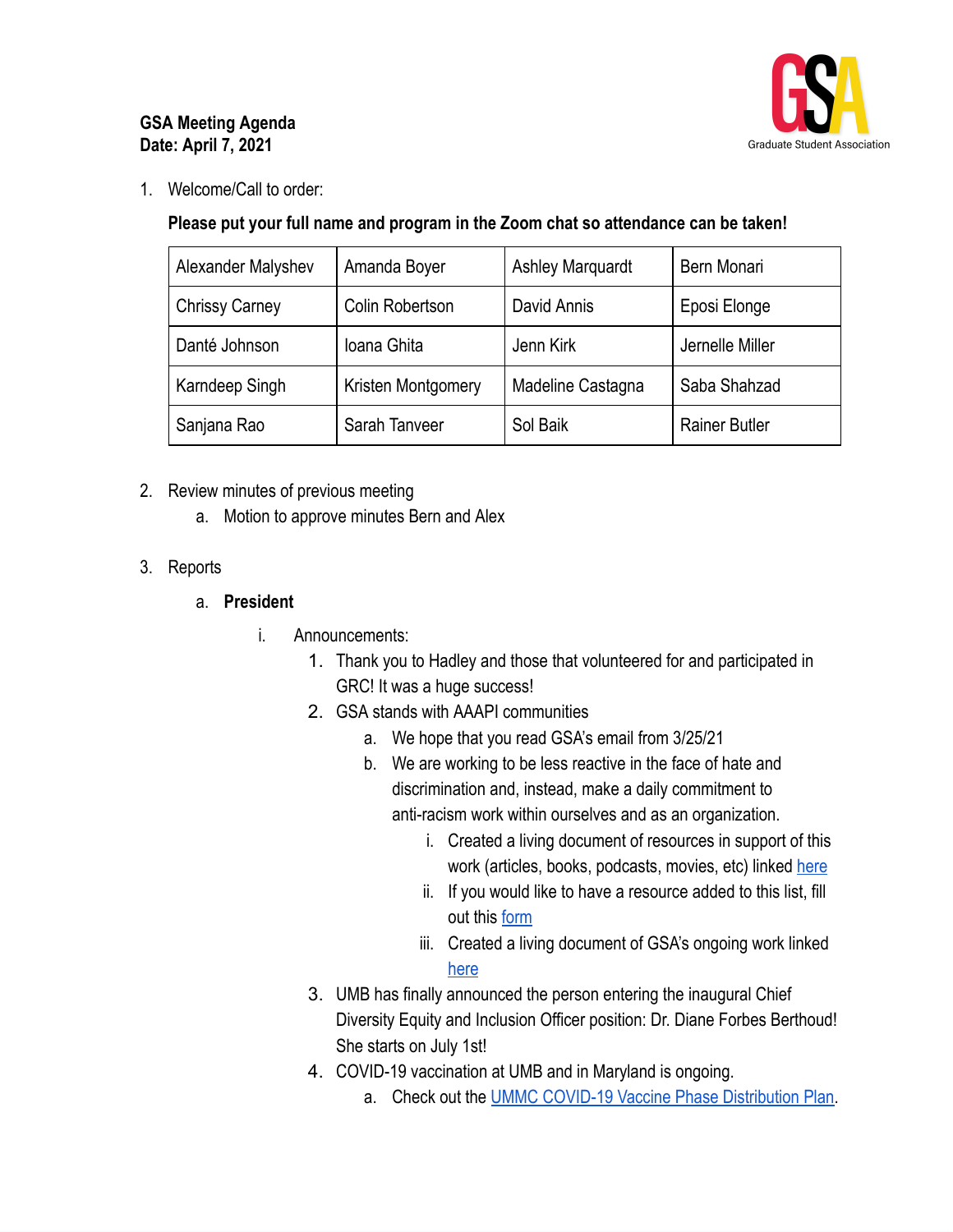**GSA Meeting Agenda**
**Date: April 7, 2021**

Graduate Student Association

1. Welcome/Call to order:

   **Please put your full name and program in the Zoom chat so attendance can be taken!**

| Alexander Malyshev | Amanda Boyer | Ashley Marquardt | Bern Monari |
|---|---|---|---|
| Chrissy Carney | Colin Robertson | David Annis | Eposi Elonge |
| Danté Johnson | Ioana Ghita | Jenn Kirk | Jernelle Miller |
| Karndeep Singh | Kristen Montgomery | Madeline Castagna | Saba Shahzad |
| Sanjana Rao | Sarah Tanveer | Sol Baik | Rainer Butler |

2. Review minutes of previous meeting
   a. Motion to approve minutes Bern and Alex

3. Reports
   a. **President**
      i. Announcements:
         1. Thank you to Hadley and those that volunteered for and participated in GRC! It was a huge success!
         2. GSA stands with AAAPI communities
            a. We hope that you read GSA's email from 3/25/21
            b. We are working to be less reactive in the face of hate and discrimination and, instead, make a daily commitment to anti-racism work within ourselves and as an organization.
               i. Created a living document of resources in support of this work (articles, books, podcasts, movies, etc) linked here
               ii. If you would like to have a resource added to this list, fill out this form
               iii. Created a living document of GSA's ongoing work linked here
         3. UMB has finally announced the person entering the inaugural Chief Diversity Equity and Inclusion Officer position: Dr. Diane Forbes Berthoud! She starts on July 1st!
         4. COVID-19 vaccination at UMB and in Maryland is ongoing.
            a. Check out the UMMC COVID-19 Vaccine Phase Distribution Plan.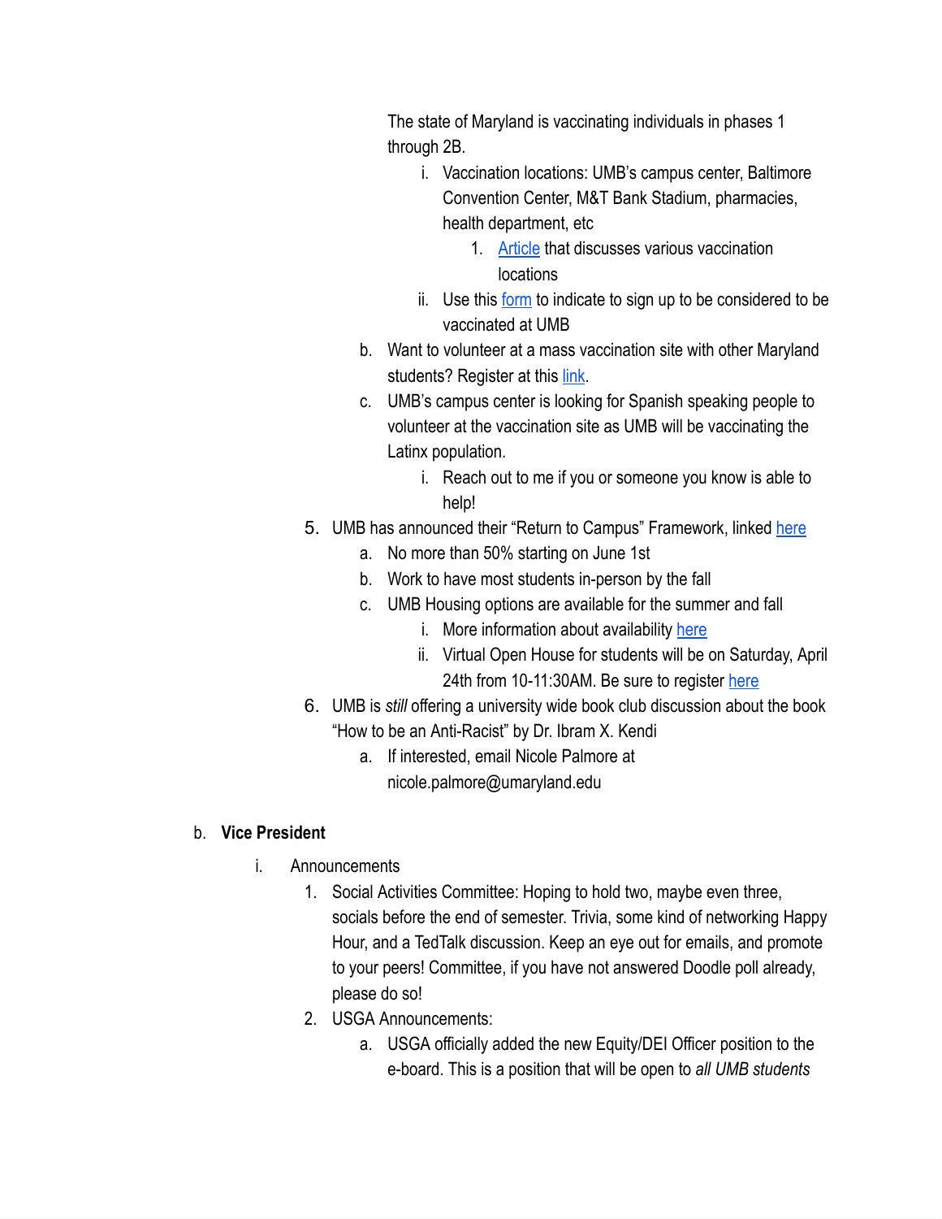The state of Maryland is vaccinating individuals in phases 1 through 2B.

- i. Vaccination locations: UMB's campus center, Baltimore Convention Center, M&T Bank Stadium, pharmacies, health department, etc
  1. Article that discusses various vaccination locations
- ii. Use this form to indicate to sign up to be considered to be vaccinated at UMB

b. Want to volunteer at a mass vaccination site with other Maryland students? Register at this link.

c. UMB's campus center is looking for Spanish speaking people to volunteer at the vaccination site as UMB will be vaccinating the Latinx population.
   - i. Reach out to me if you or someone you know is able to help!

5. UMB has announced their "Return to Campus" Framework, linked here
   - a. No more than 50% starting on June 1st
   - b. Work to have most students in-person by the fall
   - c. UMB Housing options are available for the summer and fall
     - i. More information about availability here
     - ii. Virtual Open House for students will be on Saturday, April 24th from 10-11:30AM. Be sure to register here
6. UMB is *still* offering a university wide book club discussion about the book "How to be an Anti-Racist" by Dr. Ibram X. Kendi
   - a. If interested, email Nicole Palmore at nicole.palmore@umaryland.edu

b. **Vice President**

- i. Announcements
  1. Social Activities Committee: Hoping to hold two, maybe even three, socials before the end of semester. Trivia, some kind of networking Happy Hour, and a TedTalk discussion. Keep an eye out for emails, and promote to your peers! Committee, if you have not answered Doodle poll already, please do so!
  2. USGA Announcements:
     - a. USGA officially added the new Equity/DEI Officer position to the e-board. This is a position that will be open to *all UMB students*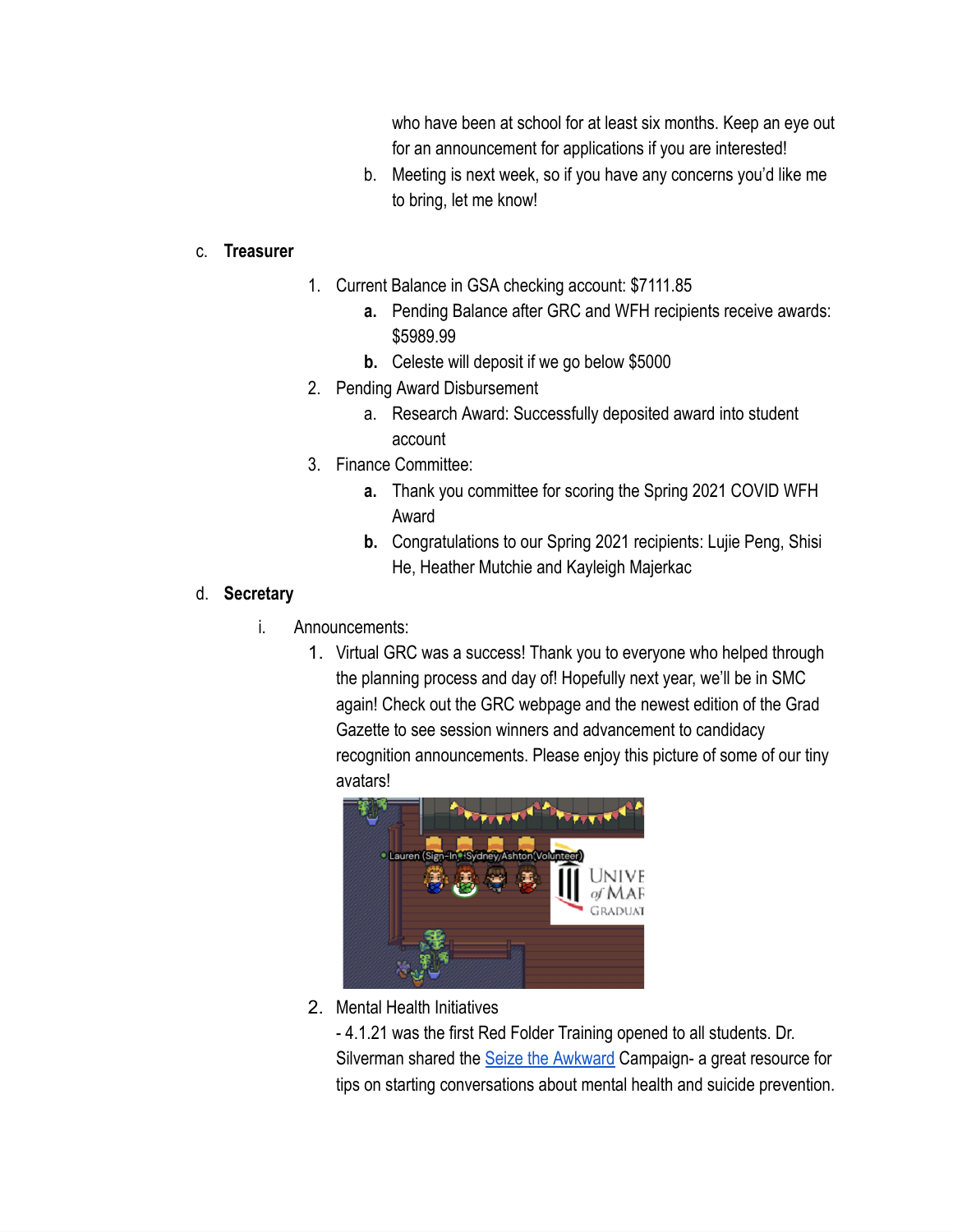who have been at school for at least six months. Keep an eye out for an announcement for applications if you are interested!

b. Meeting is next week, so if you have any concerns you'd like me to bring, let me know!

c. **Treasurer**

1. Current Balance in GSA checking account: $7111.85
   - **a.** Pending Balance after GRC and WFH recipients receive awards: $5989.99
   - **b.** Celeste will deposit if we go below $5000
2. Pending Award Disbursement
   - a. Research Award: Successfully deposited award into student account
3. Finance Committee:
   - **a.** Thank you committee for scoring the Spring 2021 COVID WFH Award
   - **b.** Congratulations to our Spring 2021 recipients: Lujie Peng, Shisi He, Heather Mutchie and Kayleigh Majerkac

d. **Secretary**

i. Announcements:

1. Virtual GRC was a success! Thank you to everyone who helped through the planning process and day of! Hopefully next year, we'll be in SMC again! Check out the GRC webpage and the newest edition of the Grad Gazette to see session winners and advancement to candidacy recognition announcements. Please enjoy this picture of some of our tiny avatars!

2. Mental Health Initiatives
   - 4.1.21 was the first Red Folder Training opened to all students. Dr. Silverman shared the Seize the Awkward Campaign- a great resource for tips on starting conversations about mental health and suicide prevention.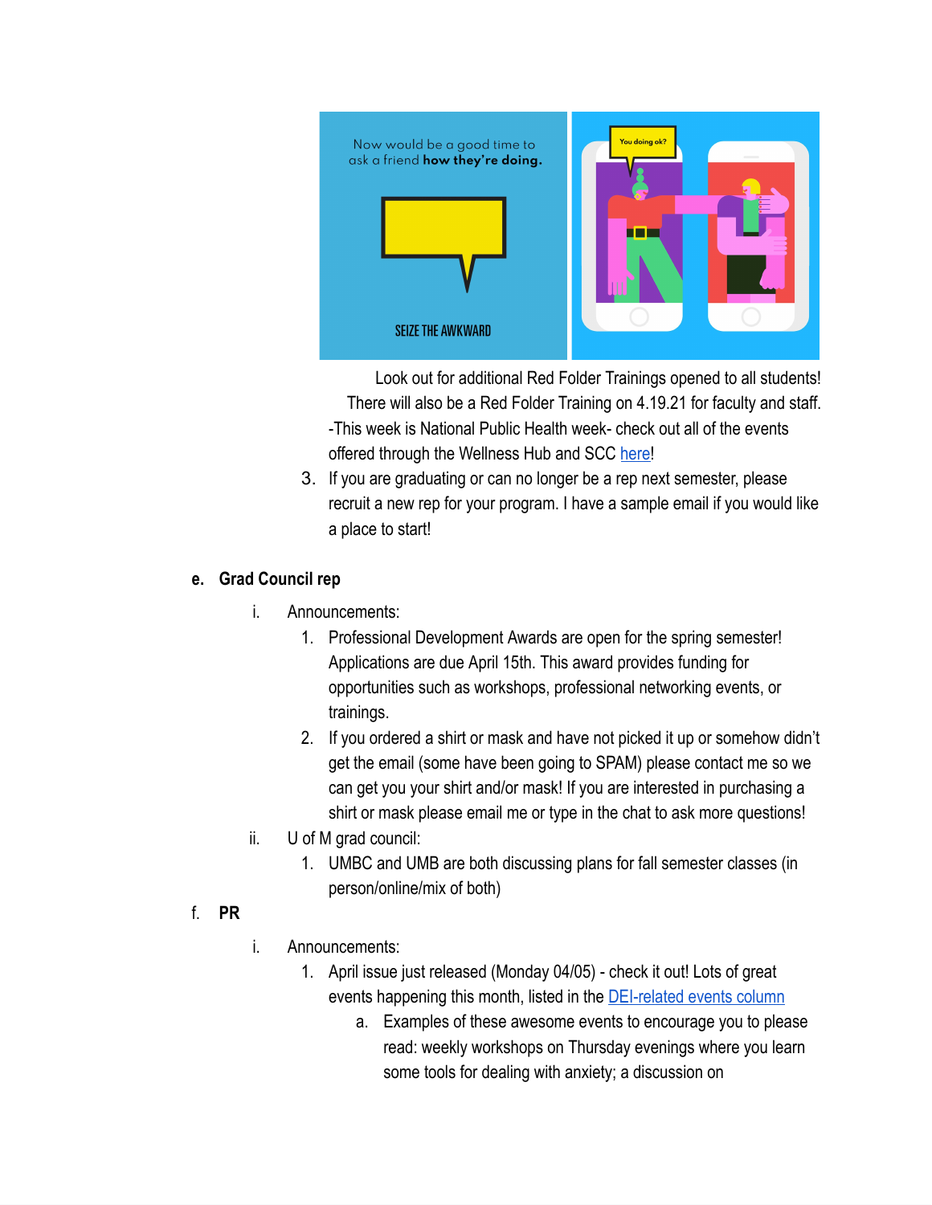Look out for additional Red Folder Trainings opened to all students! There will also be a Red Folder Training on 4.19.21 for faculty and staff.

-This week is National Public Health week- check out all of the events offered through the Wellness Hub and SCC here!

3. If you are graduating or can no longer be a rep next semester, please recruit a new rep for your program. I have a sample email if you would like a place to start!

**e. Grad Council rep**

- i. Announcements:
  1. Professional Development Awards are open for the spring semester! Applications are due April 15th. This award provides funding for opportunities such as workshops, professional networking events, or trainings.
  2. If you ordered a shirt or mask and have not picked it up or somehow didn't get the email (some have been going to SPAM) please contact me so we can get you your shirt and/or mask! If you are interested in purchasing a shirt or mask please email me or type in the chat to ask more questions!
- ii. U of M grad council:
  1. UMBC and UMB are both discussing plans for fall semester classes (in person/online/mix of both)

**f. PR**

- i. Announcements:
  1. April issue just released (Monday 04/05) - check it out! Lots of great events happening this month, listed in the DEI-related events column
     - a. Examples of these awesome events to encourage you to please read: weekly workshops on Thursday evenings where you learn some tools for dealing with anxiety; a discussion on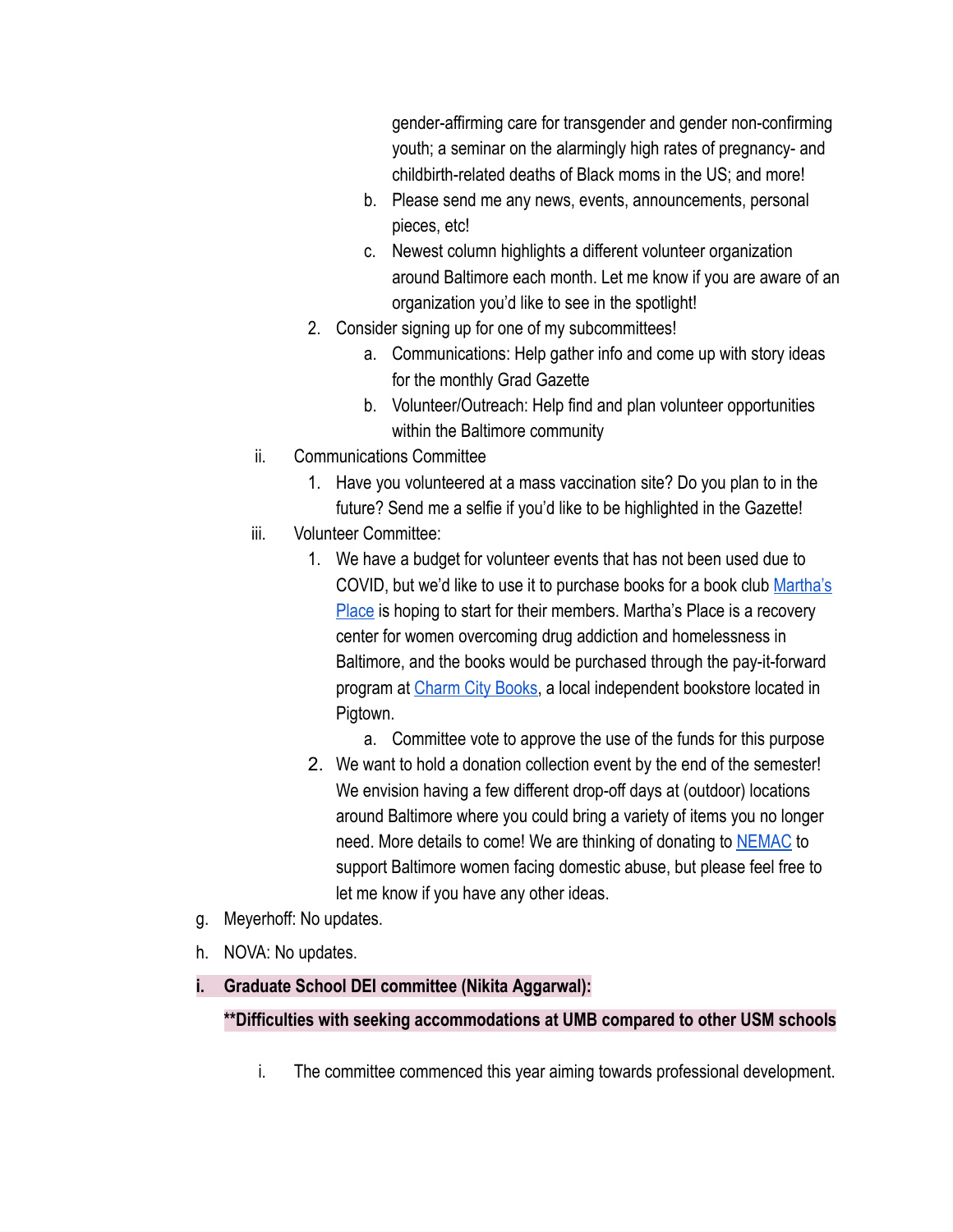gender-affirming care for transgender and gender non-confirming youth; a seminar on the alarmingly high rates of pregnancy- and childbirth-related deaths of Black moms in the US; and more!

b. Please send me any news, events, announcements, personal pieces, etc!

c. Newest column highlights a different volunteer organization around Baltimore each month. Let me know if you are aware of an organization you'd like to see in the spotlight!

2. Consider signing up for one of my subcommittees!

   a. Communications: Help gather info and come up with story ideas for the monthly Grad Gazette

   b. Volunteer/Outreach: Help find and plan volunteer opportunities within the Baltimore community

ii. Communications Committee

   1. Have you volunteered at a mass vaccination site? Do you plan to in the future? Send me a selfie if you'd like to be highlighted in the Gazette!

iii. Volunteer Committee:

   1. We have a budget for volunteer events that has not been used due to COVID, but we'd like to use it to purchase books for a book club [Martha's Place] is hoping to start for their members. Martha's Place is a recovery center for women overcoming drug addiction and homelessness in Baltimore, and the books would be purchased through the pay-it-forward program at [Charm City Books], a local independent bookstore located in Pigtown.

      a. Committee vote to approve the use of the funds for this purpose

   2. We want to hold a donation collection event by the end of the semester! We envision having a few different drop-off days at (outdoor) locations around Baltimore where you could bring a variety of items you no longer need. More details to come! We are thinking of donating to [NEMAC] to support Baltimore women facing domestic abuse, but please feel free to let me know if you have any other ideas.

g. Meyerhoff: No updates.

h. NOVA: No updates.

**i. Graduate School DEI committee (Nikita Aggarwal):**

****Difficulties with seeking accommodations at UMB compared to other USM schools**

i. The committee commenced this year aiming towards professional development.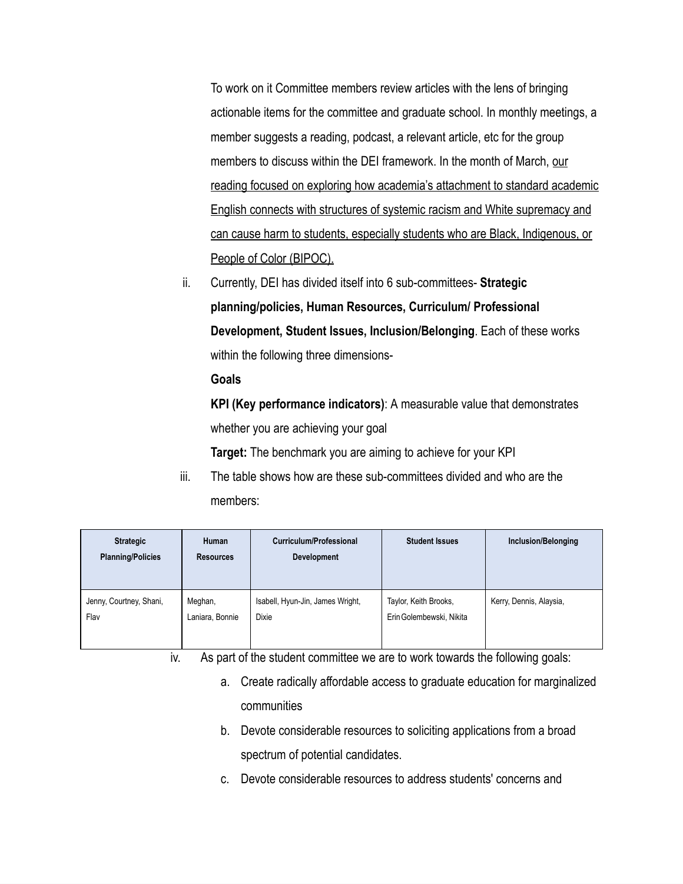To work on it Committee members review articles with the lens of bringing actionable items for the committee and graduate school. In monthly meetings, a member suggests a reading, podcast, a relevant article, etc for the group members to discuss within the DEI framework. In the month of March, <u>our reading focused on exploring how academia's attachment to standard academic English connects with structures of systemic racism and White supremacy and can cause harm to students, especially students who are Black, Indigenous, or People of Color (BIPOC).</u>

ii. Currently, DEI has divided itself into 6 sub-committees- **Strategic planning/policies, Human Resources, Curriculum/ Professional Development, Student Issues, Inclusion/Belonging**. Each of these works within the following three dimensions-

**Goals**

**KPI (Key performance indicators)**: A measurable value that demonstrates whether you are achieving your goal

**Target:** The benchmark you are aiming to achieve for your KPI

iii. The table shows how are these sub-committees divided and who are the members:

| Strategic Planning/Policies | Human Resources | Curriculum/Professional Development | Student Issues | Inclusion/Belonging |
|---|---|---|---|---|
| Jenny, Courtney, Shani, Flav | Meghan, Laniara, Bonnie | Isabell, Hyun-Jin, James Wright, Dixie | Taylor, Keith Brooks, Erin Golembewski, Nikita | Kerry, Dennis, Alaysia, |

iv. As part of the student committee we are to work towards the following goals:

a. Create radically affordable access to graduate education for marginalized communities

b. Devote considerable resources to soliciting applications from a broad spectrum of potential candidates.

c. Devote considerable resources to address students' concerns and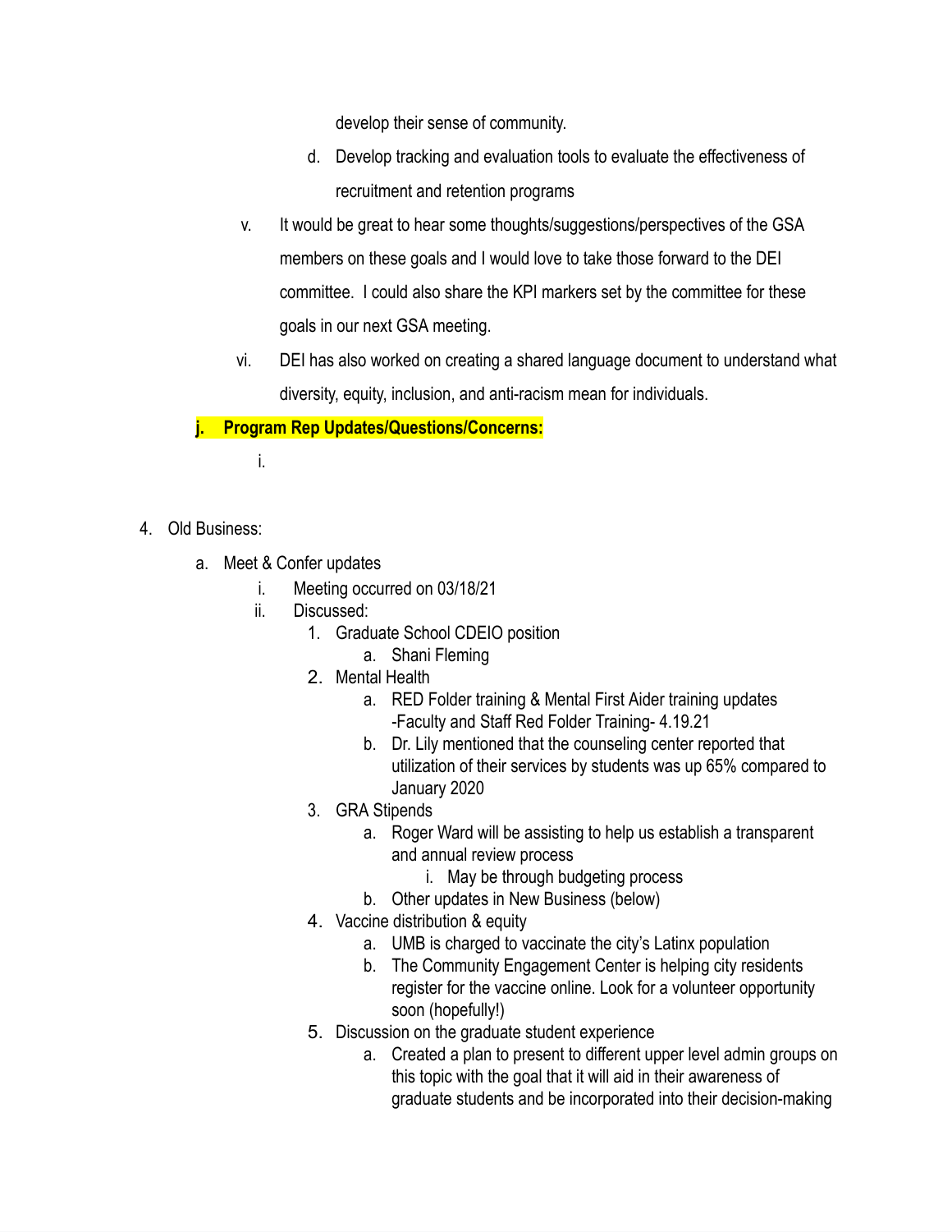develop their sense of community.

   d. Develop tracking and evaluation tools to evaluate the effectiveness of recruitment and retention programs

v. It would be great to hear some thoughts/suggestions/perspectives of the GSA members on these goals and I would love to take those forward to the DEI committee. I could also share the KPI markers set by the committee for these goals in our next GSA meeting.

vi. DEI has also worked on creating a shared language document to understand what diversity, equity, inclusion, and anti-racism mean for individuals.

**j. Program Rep Updates/Questions/Concerns:**

   i.

4. Old Business:
   a. Meet & Confer updates
      i. Meeting occurred on 03/18/21
      ii. Discussed:
         1. Graduate School CDEIO position
            a. Shani Fleming
         2. Mental Health
            a. RED Folder training & Mental First Aider training updates
               -Faculty and Staff Red Folder Training- 4.19.21
            b. Dr. Lily mentioned that the counseling center reported that utilization of their services by students was up 65% compared to January 2020
         3. GRA Stipends
            a. Roger Ward will be assisting to help us establish a transparent and annual review process
               i. May be through budgeting process
            b. Other updates in New Business (below)
         4. Vaccine distribution & equity
            a. UMB is charged to vaccinate the city's Latinx population
            b. The Community Engagement Center is helping city residents register for the vaccine online. Look for a volunteer opportunity soon (hopefully!)
         5. Discussion on the graduate student experience
            a. Created a plan to present to different upper level admin groups on this topic with the goal that it will aid in their awareness of graduate students and be incorporated into their decision-making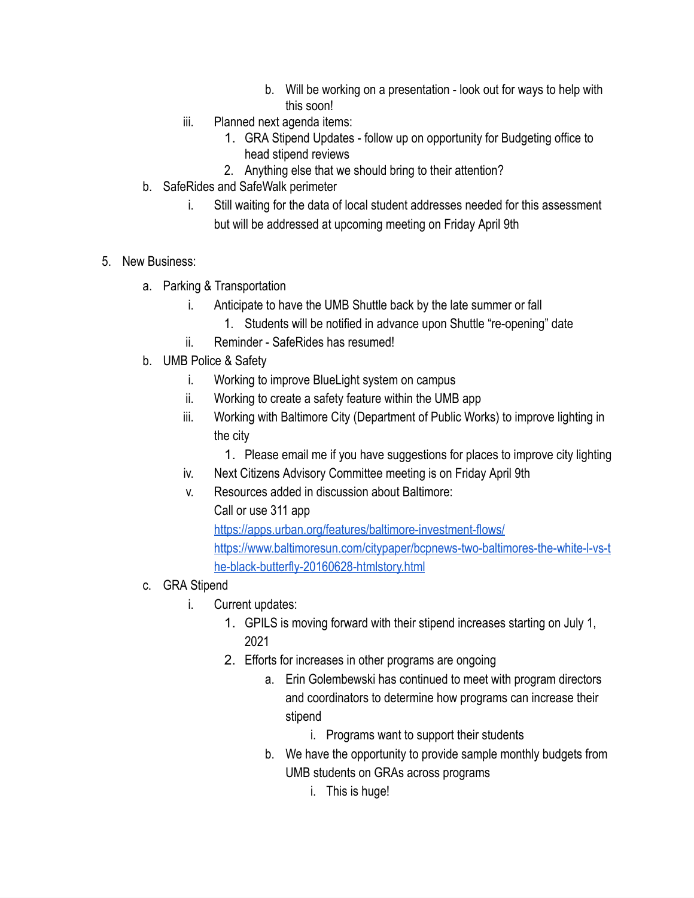b. Will be working on a presentation - look out for ways to help with this soon!
    iii. Planned next agenda items:
        1. GRA Stipend Updates - follow up on opportunity for Budgeting office to head stipend reviews
        2. Anything else that we should bring to their attention?
  b. SafeRides and SafeWalk perimeter
    i. Still waiting for the data of local student addresses needed for this assessment but will be addressed at upcoming meeting on Friday April 9th

5. New Business:
  a. Parking & Transportation
    i. Anticipate to have the UMB Shuttle back by the late summer or fall
        1. Students will be notified in advance upon Shuttle "re-opening" date
    ii. Reminder - SafeRides has resumed!
  b. UMB Police & Safety
    i. Working to improve BlueLight system on campus
    ii. Working to create a safety feature within the UMB app
    iii. Working with Baltimore City (Department of Public Works) to improve lighting in the city
        1. Please email me if you have suggestions for places to improve city lighting
    iv. Next Citizens Advisory Committee meeting is on Friday April 9th
    v. Resources added in discussion about Baltimore:
       Call or use 311 app
       [https://apps.urban.org/features/baltimore-investment-flows/](https://apps.urban.org/features/baltimore-investment-flows/)
       [https://www.baltimoresun.com/citypaper/bcpnews-two-baltimores-the-white-l-vs-the-black-butterfly-20160628-htmlstory.html](https://www.baltimoresun.com/citypaper/bcpnews-two-baltimores-the-white-l-vs-the-black-butterfly-20160628-htmlstory.html)
  c. GRA Stipend
    i. Current updates:
        1. GPILS is moving forward with their stipend increases starting on July 1, 2021
        2. Efforts for increases in other programs are ongoing
            a. Erin Golembewski has continued to meet with program directors and coordinators to determine how programs can increase their stipend
                i. Programs want to support their students
            b. We have the opportunity to provide sample monthly budgets from UMB students on GRAs across programs
                i. This is huge!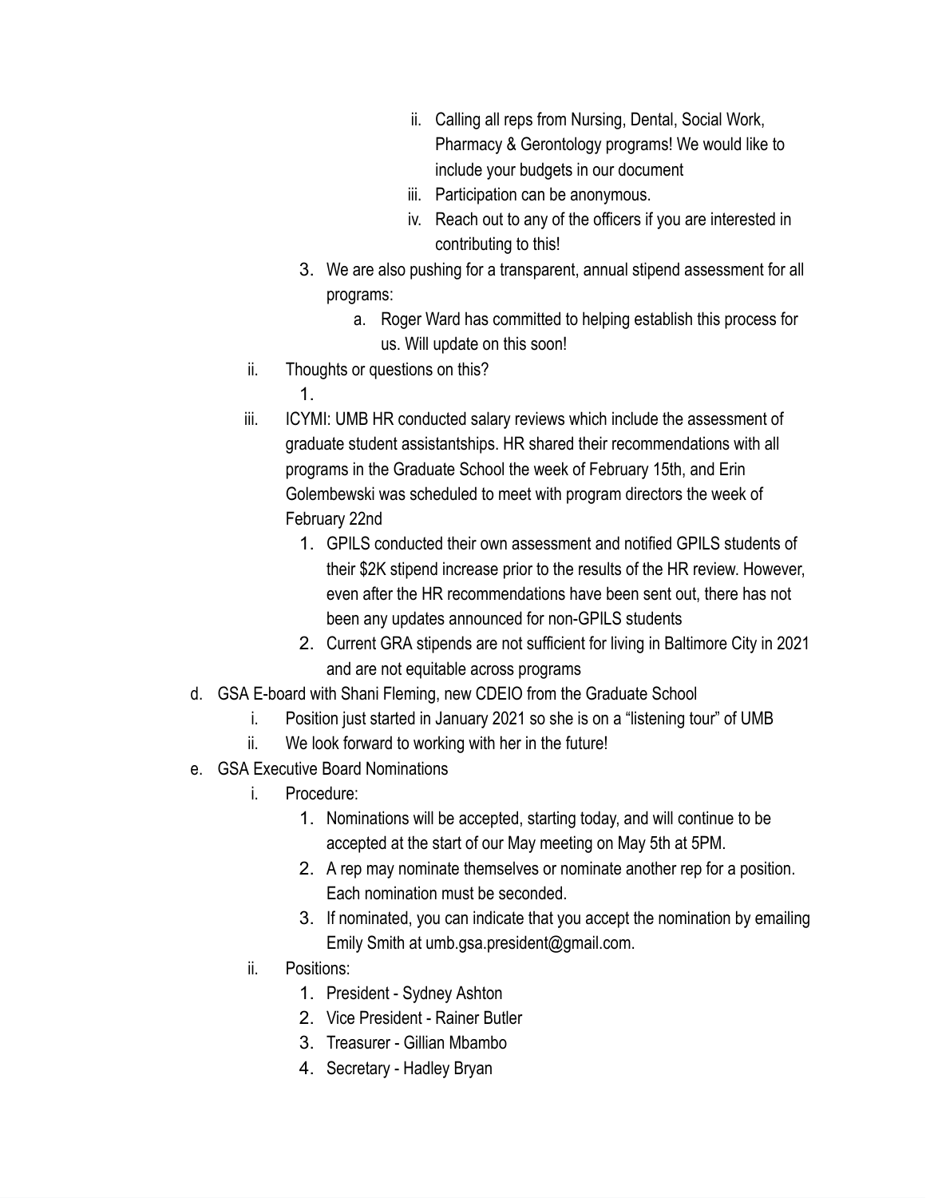ii. Calling all reps from Nursing, Dental, Social Work, Pharmacy & Gerontology programs! We would like to include your budgets in our document
            iii. Participation can be anonymous.
            iv. Reach out to any of the officers if you are interested in contributing to this!
        3. We are also pushing for a transparent, annual stipend assessment for all programs:
            a. Roger Ward has committed to helping establish this process for us. Will update on this soon!
    ii. Thoughts or questions on this?
        1.
    iii. ICYMI: UMB HR conducted salary reviews which include the assessment of graduate student assistantships. HR shared their recommendations with all programs in the Graduate School the week of February 15th, and Erin Golembewski was scheduled to meet with program directors the week of February 22nd
        1. GPILS conducted their own assessment and notified GPILS students of their $2K stipend increase prior to the results of the HR review. However, even after the HR recommendations have been sent out, there has not been any updates announced for non-GPILS students
        2. Current GRA stipends are not sufficient for living in Baltimore City in 2021 and are not equitable across programs

d. GSA E-board with Shani Fleming, new CDEIO from the Graduate School
    i. Position just started in January 2021 so she is on a "listening tour" of UMB
    ii. We look forward to working with her in the future!

e. GSA Executive Board Nominations
    i. Procedure:
        1. Nominations will be accepted, starting today, and will continue to be accepted at the start of our May meeting on May 5th at 5PM.
        2. A rep may nominate themselves or nominate another rep for a position. Each nomination must be seconded.
        3. If nominated, you can indicate that you accept the nomination by emailing Emily Smith at umb.gsa.president@gmail.com.
    ii. Positions:
        1. President - Sydney Ashton
        2. Vice President - Rainer Butler
        3. Treasurer - Gillian Mbambo
        4. Secretary - Hadley Bryan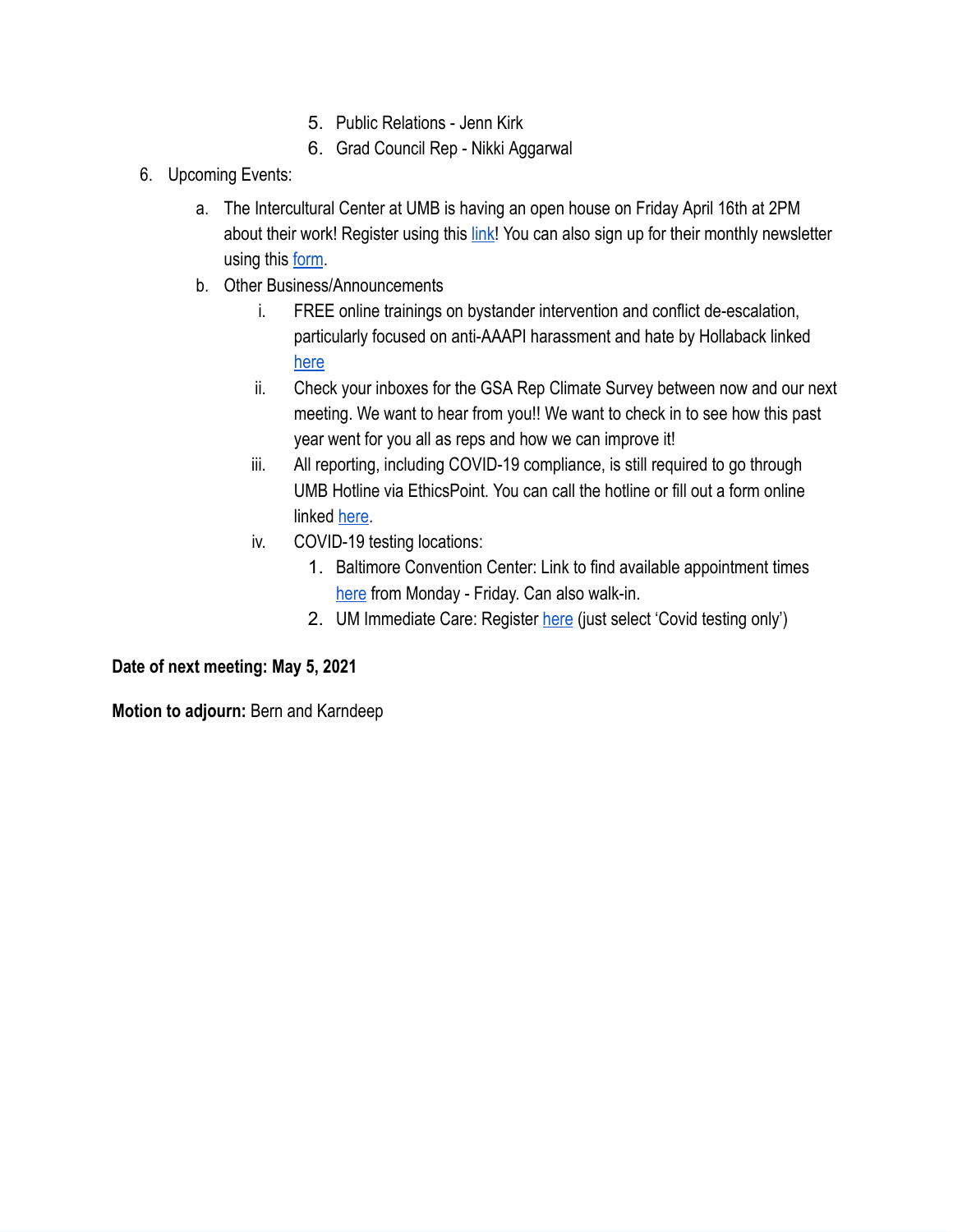5. Public Relations - Jenn Kirk
6. Grad Council Rep - Nikki Aggarwal

6. Upcoming Events:
   a. The Intercultural Center at UMB is having an open house on Friday April 16th at 2PM about their work! Register using this link! You can also sign up for their monthly newsletter using this form.
   b. Other Business/Announcements
      i. FREE online trainings on bystander intervention and conflict de-escalation, particularly focused on anti-AAAPI harassment and hate by Hollaback linked here
      ii. Check your inboxes for the GSA Rep Climate Survey between now and our next meeting. We want to hear from you!! We want to check in to see how this past year went for you all as reps and how we can improve it!
      iii. All reporting, including COVID-19 compliance, is still required to go through UMB Hotline via EthicsPoint. You can call the hotline or fill out a form online linked here.
      iv. COVID-19 testing locations:
         1. Baltimore Convention Center: Link to find available appointment times here from Monday - Friday. Can also walk-in.
         2. UM Immediate Care: Register here (just select 'Covid testing only')

**Date of next meeting: May 5, 2021**

**Motion to adjourn:** Bern and Karndeep